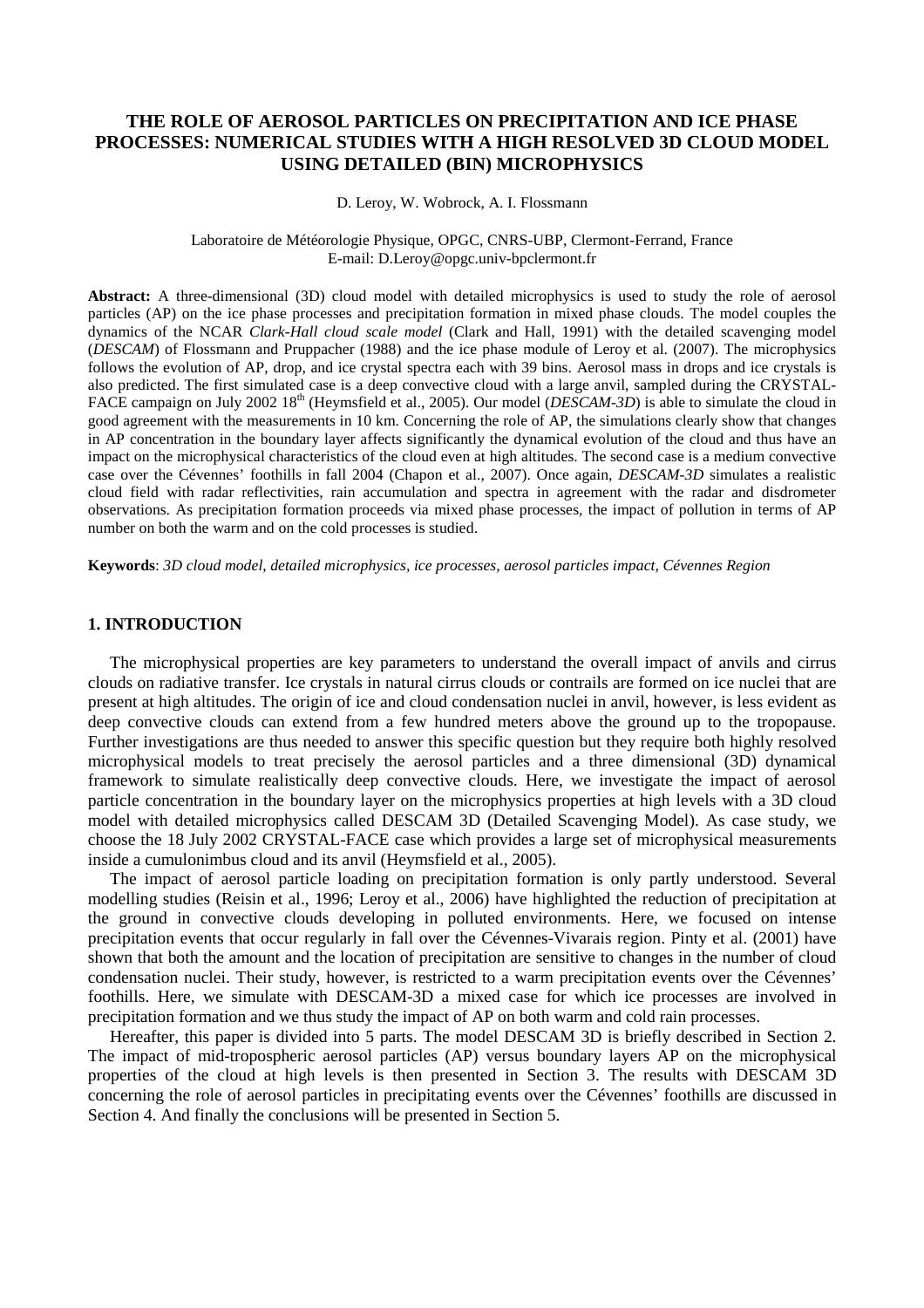# THE ROLE OF AEROSOL PARTICLES ON PRECIPITATION AND ICE PHASE PROCESSES: NUMERICAL STUDIES WITH A HIGH RESOLVED 3D CLOUD MODEL USING DETAILED (BIN) MICROPHYSICS

D. Leroy, W. Wobrock, A. I. Flossmann

Laboratoire de Météorologie Physique, OPGC, CNRS-UBP, Clermont-Ferrand, France
E-mail: D.Leroy@opgc.univ-bpclermont.fr

**Abstract:** A three-dimensional (3D) cloud model with detailed microphysics is used to study the role of aerosol particles (AP) on the ice phase processes and precipitation formation in mixed phase clouds. The model couples the dynamics of the NCAR *Clark-Hall cloud scale model* (Clark and Hall, 1991) with the detailed scavenging model (*DESCAM*) of Flossmann and Pruppacher (1988) and the ice phase module of Leroy et al. (2007). The microphysics follows the evolution of AP, drop, and ice crystal spectra each with 39 bins. Aerosol mass in drops and ice crystals is also predicted. The first simulated case is a deep convective cloud with a large anvil, sampled during the CRYSTAL-FACE campaign on July 2002 18th (Heymsfield et al., 2005). Our model (*DESCAM-3D*) is able to simulate the cloud in good agreement with the measurements in 10 km. Concerning the role of AP, the simulations clearly show that changes in AP concentration in the boundary layer affects significantly the dynamical evolution of the cloud and thus have an impact on the microphysical characteristics of the cloud even at high altitudes. The second case is a medium convective case over the Cévennes' foothills in fall 2004 (Chapon et al., 2007). Once again, *DESCAM-3D* simulates a realistic cloud field with radar reflectivities, rain accumulation and spectra in agreement with the radar and disdrometer observations. As precipitation formation proceeds via mixed phase processes, the impact of pollution in terms of AP number on both the warm and on the cold processes is studied.

**Keywords**: *3D cloud model, detailed microphysics, ice processes, aerosol particles impact, Cévennes Region*

## 1. INTRODUCTION

The microphysical properties are key parameters to understand the overall impact of anvils and cirrus clouds on radiative transfer. Ice crystals in natural cirrus clouds or contrails are formed on ice nuclei that are present at high altitudes. The origin of ice and cloud condensation nuclei in anvil, however, is less evident as deep convective clouds can extend from a few hundred meters above the ground up to the tropopause. Further investigations are thus needed to answer this specific question but they require both highly resolved microphysical models to treat precisely the aerosol particles and a three dimensional (3D) dynamical framework to simulate realistically deep convective clouds. Here, we investigate the impact of aerosol particle concentration in the boundary layer on the microphysics properties at high levels with a 3D cloud model with detailed microphysics called DESCAM 3D (Detailed Scavenging Model). As case study, we choose the 18 July 2002 CRYSTAL-FACE case which provides a large set of microphysical measurements inside a cumulonimbus cloud and its anvil (Heymsfield et al., 2005).

The impact of aerosol particle loading on precipitation formation is only partly understood. Several modelling studies (Reisin et al., 1996; Leroy et al., 2006) have highlighted the reduction of precipitation at the ground in convective clouds developing in polluted environments. Here, we focused on intense precipitation events that occur regularly in fall over the Cévennes-Vivarais region. Pinty et al. (2001) have shown that both the amount and the location of precipitation are sensitive to changes in the number of cloud condensation nuclei. Their study, however, is restricted to a warm precipitation events over the Cévennes' foothills. Here, we simulate with DESCAM-3D a mixed case for which ice processes are involved in precipitation formation and we thus study the impact of AP on both warm and cold rain processes.

Hereafter, this paper is divided into 5 parts. The model DESCAM 3D is briefly described in Section 2. The impact of mid-tropospheric aerosol particles (AP) versus boundary layers AP on the microphysical properties of the cloud at high levels is then presented in Section 3. The results with DESCAM 3D concerning the role of aerosol particles in precipitating events over the Cévennes' foothills are discussed in Section 4. And finally the conclusions will be presented in Section 5.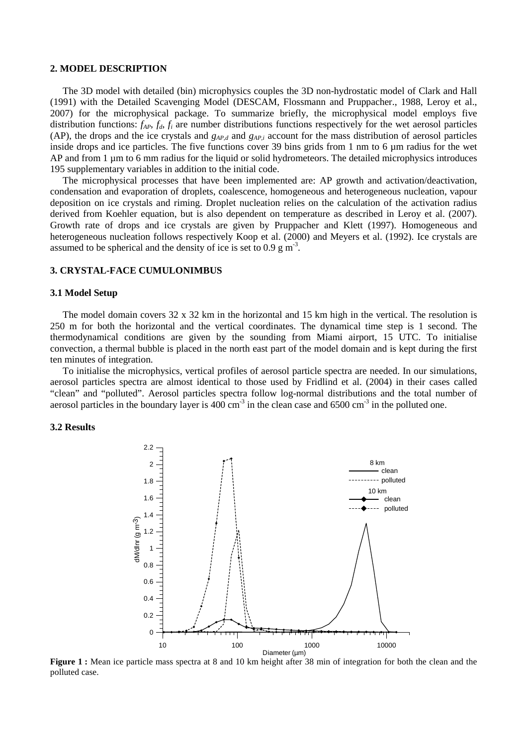## 2. MODEL DESCRIPTION

The 3D model with detailed (bin) microphysics couples the 3D non-hydrostatic model of Clark and Hall (1991) with the Detailed Scavenging Model (DESCAM, Flossmann and Pruppacher., 1988, Leroy et al., 2007) for the microphysical package. To summarize briefly, the microphysical model employs five distribution functions: $f_{AP}$, $f_d$, $f_i$ are number distributions functions respectively for the wet aerosol particles (AP), the drops and the ice crystals and $g_{AP,d}$ and $g_{AP,i}$ account for the mass distribution of aerosol particles inside drops and ice particles. The five functions cover 39 bins grids from 1 nm to 6 µm radius for the wet AP and from 1 µm to 6 mm radius for the liquid or solid hydrometeors. The detailed microphysics introduces 195 supplementary variables in addition to the initial code.

The microphysical processes that have been implemented are: AP growth and activation/deactivation, condensation and evaporation of droplets, coalescence, homogeneous and heterogeneous nucleation, vapour deposition on ice crystals and riming. Droplet nucleation relies on the calculation of the activation radius derived from Koehler equation, but is also dependent on temperature as described in Leroy et al. (2007). Growth rate of drops and ice crystals are given by Pruppacher and Klett (1997). Homogeneous and heterogeneous nucleation follows respectively Koop et al. (2000) and Meyers et al. (1992). Ice crystals are assumed to be spherical and the density of ice is set to 0.9 g m$^{-3}$.

## 3. CRYSTAL-FACE CUMULONIMBUS

### 3.1 Model Setup

The model domain covers 32 x 32 km in the horizontal and 15 km high in the vertical. The resolution is 250 m for both the horizontal and the vertical coordinates. The dynamical time step is 1 second. The thermodynamical conditions are given by the sounding from Miami airport, 15 UTC. To initialise convection, a thermal bubble is placed in the north east part of the model domain and is kept during the first ten minutes of integration.

To initialise the microphysics, vertical profiles of aerosol particle spectra are needed. In our simulations, aerosol particles spectra are almost identical to those used by Fridlind et al. (2004) in their cases called "clean" and "polluted". Aerosol particles spectra follow log-normal distributions and the total number of aerosol particles in the boundary layer is 400 cm$^{-3}$ in the clean case and 6500 cm$^{-3}$ in the polluted one.

### 3.2 Results

**Figure 1 :** Mean ice particle mass spectra at 8 and 10 km height after 38 min of integration for both the clean and the polluted case.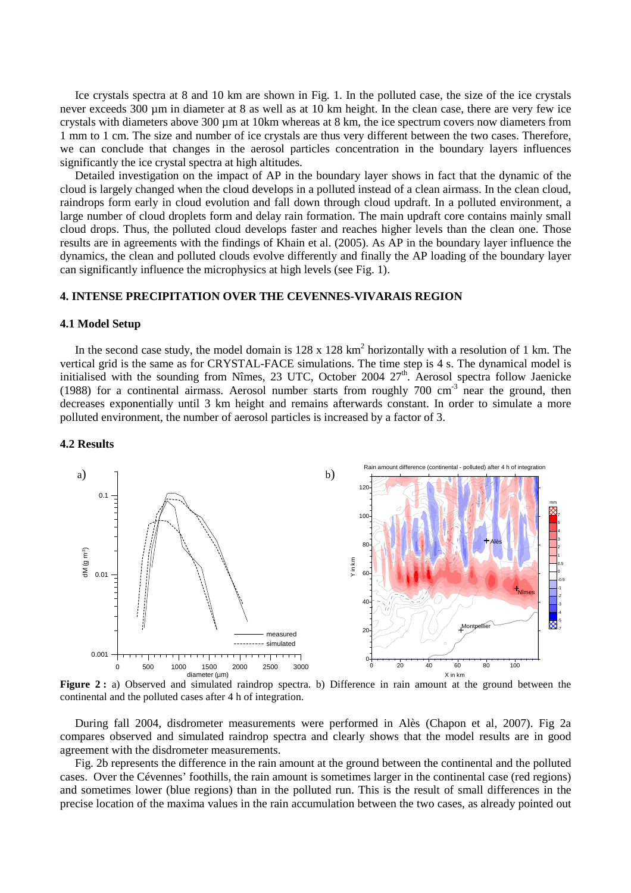Ice crystals spectra at 8 and 10 km are shown in Fig. 1. In the polluted case, the size of the ice crystals never exceeds 300 µm in diameter at 8 as well as at 10 km height. In the clean case, there are very few ice crystals with diameters above 300 µm at 10km whereas at 8 km, the ice spectrum covers now diameters from 1 mm to 1 cm. The size and number of ice crystals are thus very different between the two cases. Therefore, we can conclude that changes in the aerosol particles concentration in the boundary layers influences significantly the ice crystal spectra at high altitudes.

Detailed investigation on the impact of AP in the boundary layer shows in fact that the dynamic of the cloud is largely changed when the cloud develops in a polluted instead of a clean airmass. In the clean cloud, raindrops form early in cloud evolution and fall down through cloud updraft. In a polluted environment, a large number of cloud droplets form and delay rain formation. The main updraft core contains mainly small cloud drops. Thus, the polluted cloud develops faster and reaches higher levels than the clean one. Those results are in agreements with the findings of Khain et al. (2005). As AP in the boundary layer influence the dynamics, the clean and polluted clouds evolve differently and finally the AP loading of the boundary layer can significantly influence the microphysics at high levels (see Fig. 1).

## 4. INTENSE PRECIPITATION OVER THE CEVENNES-VIVARAIS REGION

### 4.1 Model Setup

In the second case study, the model domain is 128 x 128 km$^2$ horizontally with a resolution of 1 km. The vertical grid is the same as for CRYSTAL-FACE simulations. The time step is 4 s. The dynamical model is initialised with the sounding from Nîmes, 23 UTC, October 2004 27$^{th}$. Aerosol spectra follow Jaenicke (1988) for a continental airmass. Aerosol number starts from roughly 700 cm$^{-3}$ near the ground, then decreases exponentially until 3 km height and remains afterwards constant. In order to simulate a more polluted environment, the number of aerosol particles is increased by a factor of 3.

### 4.2 Results

**Figure 2 :** a) Observed and simulated raindrop spectra. b) Difference in rain amount at the ground between the continental and the polluted cases after 4 h of integration.

During fall 2004, disdrometer measurements were performed in Alès (Chapon et al, 2007). Fig 2a compares observed and simulated raindrop spectra and clearly shows that the model results are in good agreement with the disdrometer measurements.

Fig. 2b represents the difference in the rain amount at the ground between the continental and the polluted cases. Over the Cévennes' foothills, the rain amount is sometimes larger in the continental case (red regions) and sometimes lower (blue regions) than in the polluted run. This is the result of small differences in the precise location of the maxima values in the rain accumulation between the two cases, as already pointed out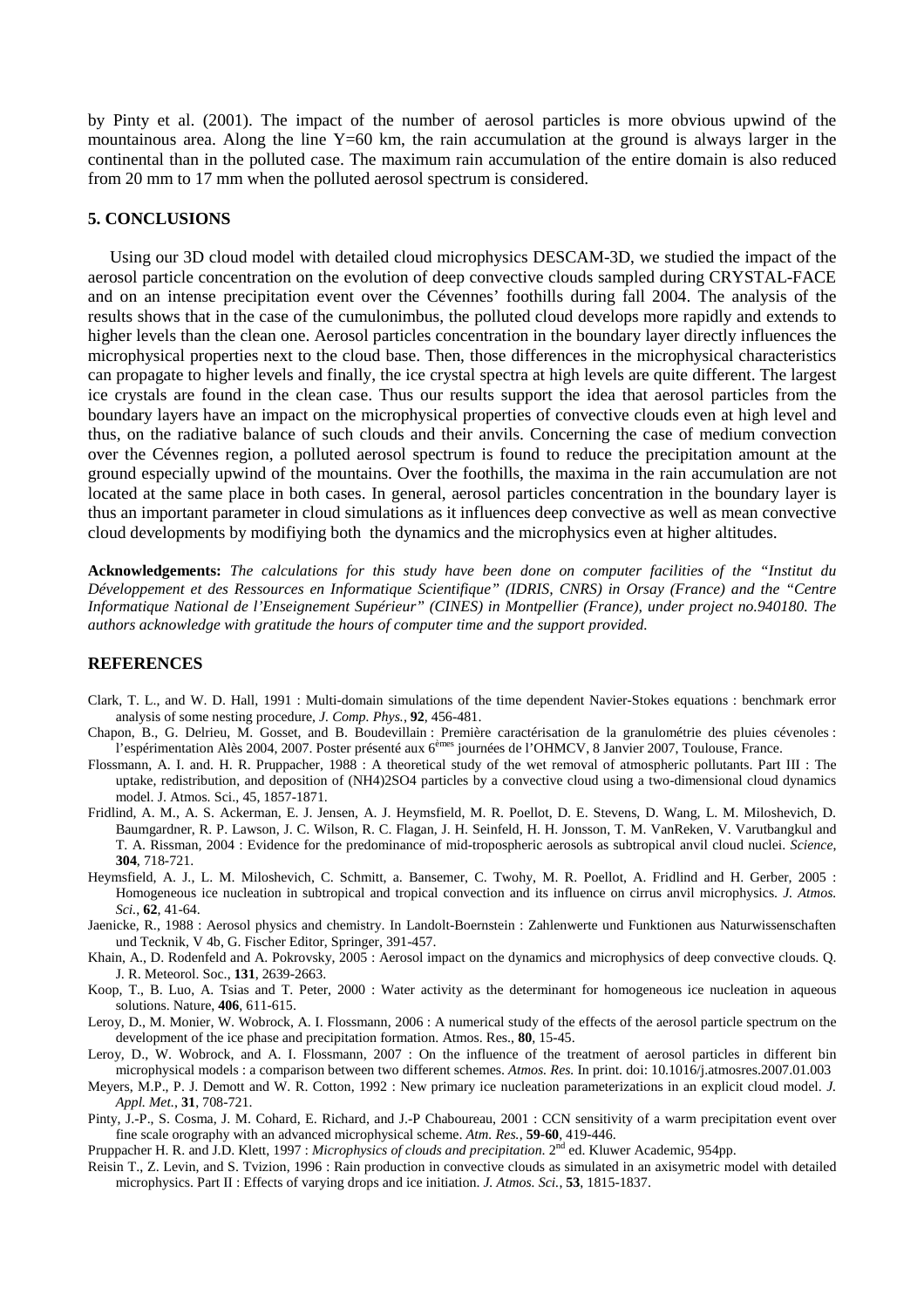by Pinty et al. (2001). The impact of the number of aerosol particles is more obvious upwind of the mountainous area. Along the line Y=60 km, the rain accumulation at the ground is always larger in the continental than in the polluted case. The maximum rain accumulation of the entire domain is also reduced from 20 mm to 17 mm when the polluted aerosol spectrum is considered.

## 5. CONCLUSIONS

Using our 3D cloud model with detailed cloud microphysics DESCAM-3D, we studied the impact of the aerosol particle concentration on the evolution of deep convective clouds sampled during CRYSTAL-FACE and on an intense precipitation event over the Cévennes' foothills during fall 2004. The analysis of the results shows that in the case of the cumulonimbus, the polluted cloud develops more rapidly and extends to higher levels than the clean one. Aerosol particles concentration in the boundary layer directly influences the microphysical properties next to the cloud base. Then, those differences in the microphysical characteristics can propagate to higher levels and finally, the ice crystal spectra at high levels are quite different. The largest ice crystals are found in the clean case. Thus our results support the idea that aerosol particles from the boundary layers have an impact on the microphysical properties of convective clouds even at high level and thus, on the radiative balance of such clouds and their anvils. Concerning the case of medium convection over the Cévennes region, a polluted aerosol spectrum is found to reduce the precipitation amount at the ground especially upwind of the mountains. Over the foothills, the maxima in the rain accumulation are not located at the same place in both cases. In general, aerosol particles concentration in the boundary layer is thus an important parameter in cloud simulations as it influences deep convective as well as mean convective cloud developments by modifiying both the dynamics and the microphysics even at higher altitudes.

**Acknowledgements:** *The calculations for this study have been done on computer facilities of the "Institut du Développement et des Ressources en Informatique Scientifique" (IDRIS, CNRS) in Orsay (France) and the "Centre Informatique National de l'Enseignement Supérieur" (CINES) in Montpellier (France), under project no.940180. The authors acknowledge with gratitude the hours of computer time and the support provided.*

## REFERENCES

Clark, T. L., and W. D. Hall, 1991 : Multi-domain simulations of the time dependent Navier-Stokes equations : benchmark error analysis of some nesting procedure, *J. Comp. Phys.*, **92**, 456-481.

Chapon, B., G. Delrieu, M. Gosset, and B. Boudevillain : Première caractérisation de la granulométrie des pluies cévenoles : l'espérimentation Alès 2004, 2007. Poster présenté aux 6[èmes] journées de l'OHMCV, 8 Janvier 2007, Toulouse, France.

Flossmann, A. I. and. H. R. Pruppacher, 1988 : A theoretical study of the wet removal of atmospheric pollutants. Part III : The uptake, redistribution, and deposition of (NH4)2SO4 particles by a convective cloud using a two-dimensional cloud dynamics model. J. Atmos. Sci., 45, 1857-1871.

Fridlind, A. M., A. S. Ackerman, E. J. Jensen, A. J. Heymsfield, M. R. Poellot, D. E. Stevens, D. Wang, L. M. Miloshevich, D. Baumgardner, R. P. Lawson, J. C. Wilson, R. C. Flagan, J. H. Seinfeld, H. H. Jonsson, T. M. VanReken, V. Varutbangkul and T. A. Rissman, 2004 : Evidence for the predominance of mid-tropospheric aerosols as subtropical anvil cloud nuclei. *Science*, **304**, 718-721.

Heymsfield, A. J., L. M. Miloshevich, C. Schmitt, a. Bansemer, C. Twohy, M. R. Poellot, A. Fridlind and H. Gerber, 2005 : Homogeneous ice nucleation in subtropical and tropical convection and its influence on cirrus anvil microphysics. *J. Atmos. Sci.*, **62**, 41-64.

Jaenicke, R., 1988 : Aerosol physics and chemistry. In Landolt-Boernstein : Zahlenwerte und Funktionen aus Naturwissenschaften und Tecknik, V 4b, G. Fischer Editor, Springer, 391-457.

Khain, A., D. Rodenfeld and A. Pokrovsky, 2005 : Aerosol impact on the dynamics and microphysics of deep convective clouds. Q. J. R. Meteorol. Soc., **131**, 2639-2663.

Koop, T., B. Luo, A. Tsias and T. Peter, 2000 : Water activity as the determinant for homogeneous ice nucleation in aqueous solutions. Nature, **406**, 611-615.

Leroy, D., M. Monier, W. Wobrock, A. I. Flossmann, 2006 : A numerical study of the effects of the aerosol particle spectrum on the development of the ice phase and precipitation formation. Atmos. Res., **80**, 15-45.

Leroy, D., W. Wobrock, and A. I. Flossmann, 2007 : On the influence of the treatment of aerosol particles in different bin microphysical models : a comparison between two different schemes. *Atmos. Res.* In print. doi: 10.1016/j.atmosres.2007.01.003

Meyers, M.P., P. J. Demott and W. R. Cotton, 1992 : New primary ice nucleation parameterizations in an explicit cloud model. *J. Appl. Met.*, **31**, 708-721.

Pinty, J.-P., S. Cosma, J. M. Cohard, E. Richard, and J.-P Chaboureau, 2001 : CCN sensitivity of a warm precipitation event over fine scale orography with an advanced microphysical scheme. *Atm. Res.*, **59-60**, 419-446.

Pruppacher H. R. and J.D. Klett, 1997 : *Microphysics of clouds and precipitation.* 2[nd] ed. Kluwer Academic, 954pp.

Reisin T., Z. Levin, and S. Tvizion, 1996 : Rain production in convective clouds as simulated in an axisymetric model with detailed microphysics. Part II : Effects of varying drops and ice initiation. *J. Atmos. Sci.*, **53**, 1815-1837.